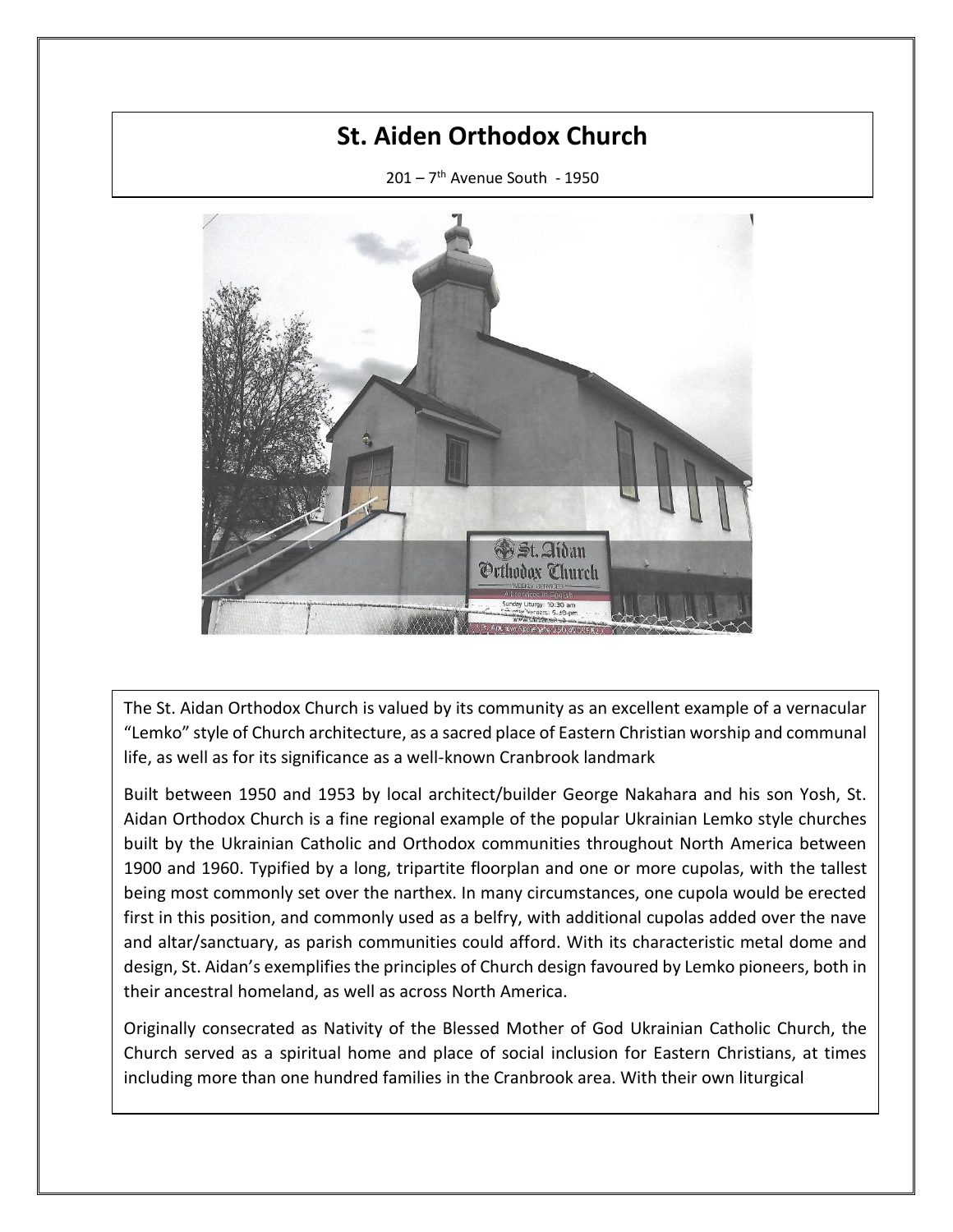# St. Aiden Orthodox Church

201 – 7th Avenue South - 1950

The St. Aidan Orthodox Church is valued by its community as an excellent example of a vernacular "Lemko" style of Church architecture, as a sacred place of Eastern Christian worship and communal life, as well as for its significance as a well-known Cranbrook landmark

Built between 1950 and 1953 by local architect/builder George Nakahara and his son Yosh, St. Aidan Orthodox Church is a fine regional example of the popular Ukrainian Lemko style churches built by the Ukrainian Catholic and Orthodox communities throughout North America between 1900 and 1960. Typified by a long, tripartite floorplan and one or more cupolas, with the tallest being most commonly set over the narthex. In many circumstances, one cupola would be erected first in this position, and commonly used as a belfry, with additional cupolas added over the nave and altar/sanctuary, as parish communities could afford. With its characteristic metal dome and design, St. Aidan's exemplifies the principles of Church design favoured by Lemko pioneers, both in their ancestral homeland, as well as across North America.

Originally consecrated as Nativity of the Blessed Mother of God Ukrainian Catholic Church, the Church served as a spiritual home and place of social inclusion for Eastern Christians, at times including more than one hundred families in the Cranbrook area. With their own liturgical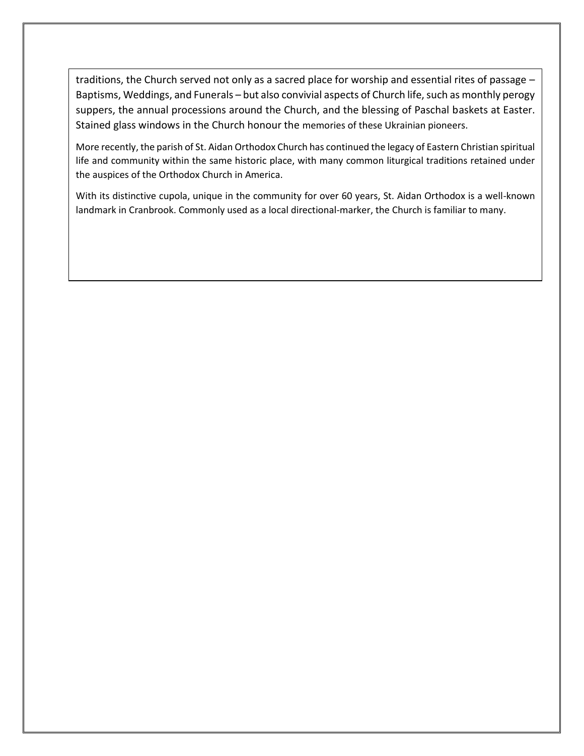traditions, the Church served not only as a sacred place for worship and essential rites of passage – Baptisms, Weddings, and Funerals – but also convivial aspects of Church life, such as monthly perogy suppers, the annual processions around the Church, and the blessing of Paschal baskets at Easter. Stained glass windows in the Church honour the memories of these Ukrainian pioneers.

More recently, the parish of St. Aidan Orthodox Church has continued the legacy of Eastern Christian spiritual life and community within the same historic place, with many common liturgical traditions retained under the auspices of the Orthodox Church in America.

With its distinctive cupola, unique in the community for over 60 years, St. Aidan Orthodox is a well-known landmark in Cranbrook. Commonly used as a local directional-marker, the Church is familiar to many.